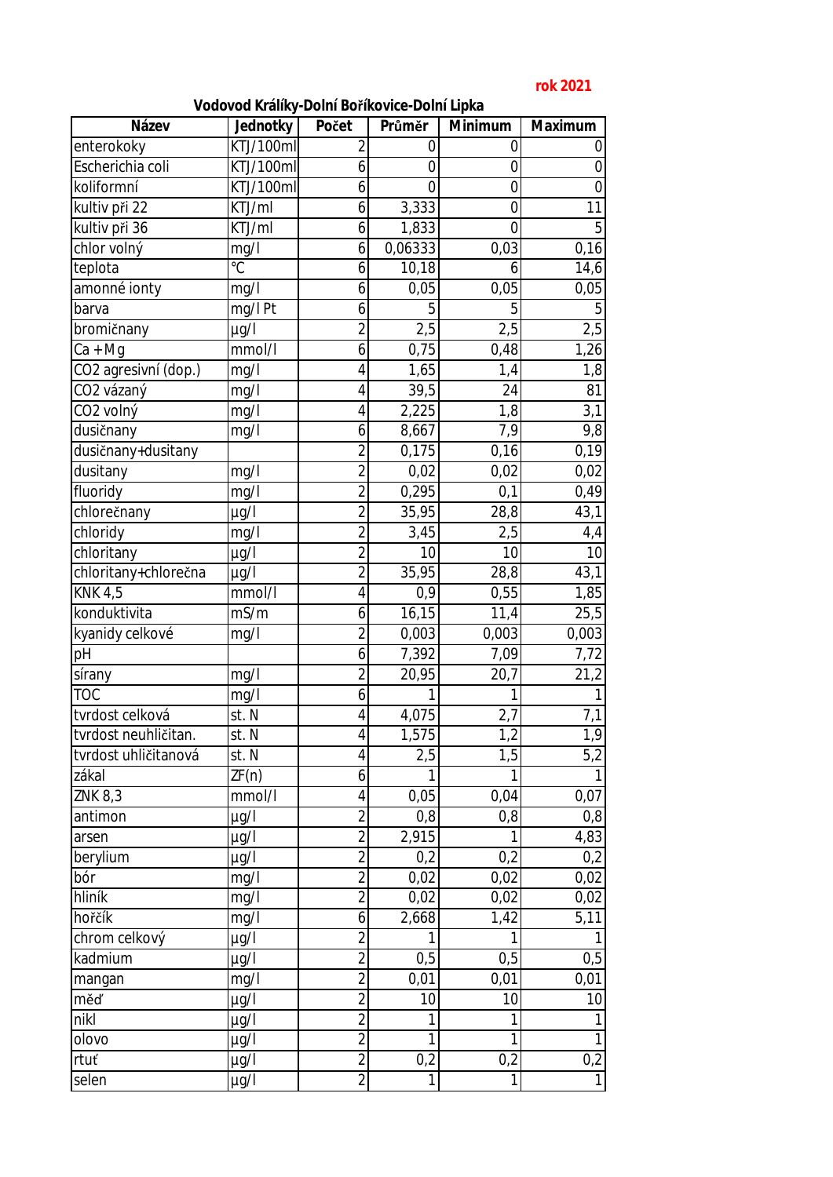rok 2021

**Vodovod Králíky-Dolní Boříkovice-Dolní Lipka**

| Název | Jednotky | Počet | Průměr | Minimum | Maximum |
|---|---|---|---|---|---|
| enterokoky | KTJ/100ml | 2 | 0 | 0 | 0 |
| Escherichia coli | KTJ/100ml | 6 | 0 | 0 | 0 |
| koliformní | KTJ/100ml | 6 | 0 | 0 | 0 |
| kultiv při 22 | KTJ/ml | 6 | 3,333 | 0 | 11 |
| kultiv při 36 | KTJ/ml | 6 | 1,833 | 0 | 5 |
| chlor volný | mg/l | 6 | 0,06333 | 0,03 | 0,16 |
| teplota | °C | 6 | 10,18 | 6 | 14,6 |
| amonné ionty | mg/l | 6 | 0,05 | 0,05 | 0,05 |
| barva | mg/l Pt | 6 | 5 | 5 | 5 |
| bromičnany | µg/l | 2 | 2,5 | 2,5 | 2,5 |
| Ca + Mg | mmol/l | 6 | 0,75 | 0,48 | 1,26 |
| CO2 agresivní (dop.) | mg/l | 4 | 1,65 | 1,4 | 1,8 |
| CO2 vázaný | mg/l | 4 | 39,5 | 24 | 81 |
| CO2 volný | mg/l | 4 | 2,225 | 1,8 | 3,1 |
| dusičnany | mg/l | 6 | 8,667 | 7,9 | 9,8 |
| dusičnany+dusitany | | 2 | 0,175 | 0,16 | 0,19 |
| dusitany | mg/l | 2 | 0,02 | 0,02 | 0,02 |
| fluoridy | mg/l | 2 | 0,295 | 0,1 | 0,49 |
| chlorečnany | µg/l | 2 | 35,95 | 28,8 | 43,1 |
| chloridy | mg/l | 2 | 3,45 | 2,5 | 4,4 |
| chloritany | µg/l | 2 | 10 | 10 | 10 |
| chloritany+chlorečna | µg/l | 2 | 35,95 | 28,8 | 43,1 |
| KNK 4,5 | mmol/l | 4 | 0,9 | 0,55 | 1,85 |
| konduktivita | mS/m | 6 | 16,15 | 11,4 | 25,5 |
| kyanidy celkové | mg/l | 2 | 0,003 | 0,003 | 0,003 |
| pH | | 6 | 7,392 | 7,09 | 7,72 |
| sírany | mg/l | 2 | 20,95 | 20,7 | 21,2 |
| TOC | mg/l | 6 | 1 | 1 | 1 |
| tvrdost celková | st. N | 4 | 4,075 | 2,7 | 7,1 |
| tvrdost neuhličitan. | st. N | 4 | 1,575 | 1,2 | 1,9 |
| tvrdost uhličitanová | st. N | 4 | 2,5 | 1,5 | 5,2 |
| zákal | ZF(n) | 6 | 1 | 1 | 1 |
| ZNK 8,3 | mmol/l | 4 | 0,05 | 0,04 | 0,07 |
| antimon | µg/l | 2 | 0,8 | 0,8 | 0,8 |
| arsen | µg/l | 2 | 2,915 | 1 | 4,83 |
| berylium | µg/l | 2 | 0,2 | 0,2 | 0,2 |
| bór | mg/l | 2 | 0,02 | 0,02 | 0,02 |
| hliník | mg/l | 2 | 0,02 | 0,02 | 0,02 |
| hořčík | mg/l | 6 | 2,668 | 1,42 | 5,11 |
| chrom celkový | µg/l | 2 | 1 | 1 | 1 |
| kadmium | µg/l | 2 | 0,5 | 0,5 | 0,5 |
| mangan | mg/l | 2 | 0,01 | 0,01 | 0,01 |
| měď | µg/l | 2 | 10 | 10 | 10 |
| nikl | µg/l | 2 | 1 | 1 | 1 |
| olovo | µg/l | 2 | 1 | 1 | 1 |
| rtuť | µg/l | 2 | 0,2 | 0,2 | 0,2 |
| selen | µg/l | 2 | 1 | 1 | 1 |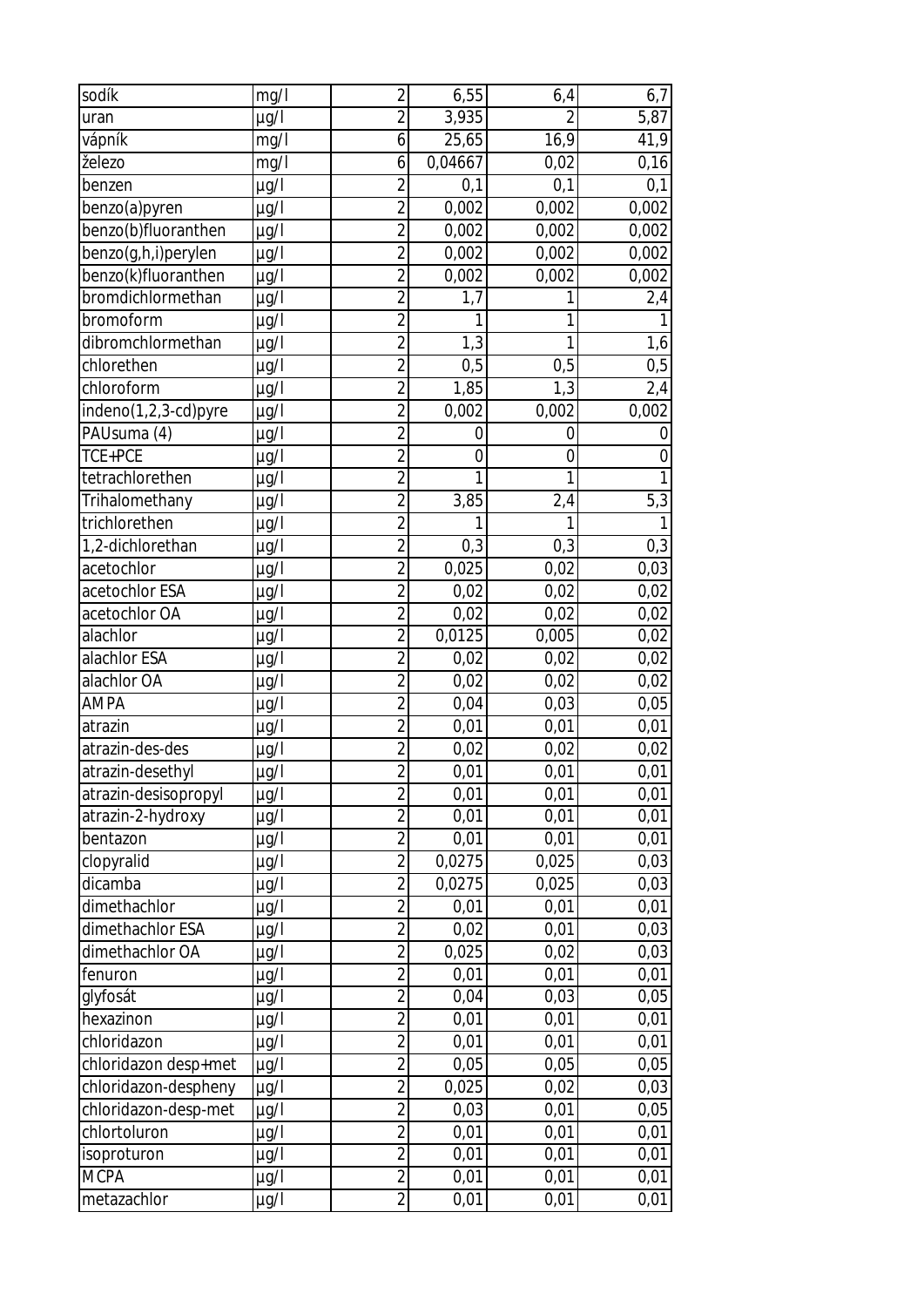| | | | | | |
|---|---|---|---|---|---|
| sodík | mg/l | 2 | 6,55 | 6,4 | 6,7 |
| uran | µg/l | 2 | 3,935 | 2 | 5,87 |
| vápník | mg/l | 6 | 25,65 | 16,9 | 41,9 |
| železo | mg/l | 6 | 0,04667 | 0,02 | 0,16 |
| benzen | µg/l | 2 | 0,1 | 0,1 | 0,1 |
| benzo(a)pyren | µg/l | 2 | 0,002 | 0,002 | 0,002 |
| benzo(b)fluoranthen | µg/l | 2 | 0,002 | 0,002 | 0,002 |
| benzo(g,h,i)perylen | µg/l | 2 | 0,002 | 0,002 | 0,002 |
| benzo(k)fluoranthen | µg/l | 2 | 0,002 | 0,002 | 0,002 |
| bromdichlormethan | µg/l | 2 | 1,7 | 1 | 2,4 |
| bromoform | µg/l | 2 | 1 | 1 | 1 |
| dibromchlormethan | µg/l | 2 | 1,3 | 1 | 1,6 |
| chlorethen | µg/l | 2 | 0,5 | 0,5 | 0,5 |
| chloroform | µg/l | 2 | 1,85 | 1,3 | 2,4 |
| indeno(1,2,3-cd)pyre | µg/l | 2 | 0,002 | 0,002 | 0,002 |
| PAUsuma (4) | µg/l | 2 | 0 | 0 | 0 |
| TCE+PCE | µg/l | 2 | 0 | 0 | 0 |
| tetrachlorethen | µg/l | 2 | 1 | 1 | 1 |
| Trihalomethany | µg/l | 2 | 3,85 | 2,4 | 5,3 |
| trichlorethen | µg/l | 2 | 1 | 1 | 1 |
| 1,2-dichlorethan | µg/l | 2 | 0,3 | 0,3 | 0,3 |
| acetochlor | µg/l | 2 | 0,025 | 0,02 | 0,03 |
| acetochlor ESA | µg/l | 2 | 0,02 | 0,02 | 0,02 |
| acetochlor OA | µg/l | 2 | 0,02 | 0,02 | 0,02 |
| alachlor | µg/l | 2 | 0,0125 | 0,005 | 0,02 |
| alachlor ESA | µg/l | 2 | 0,02 | 0,02 | 0,02 |
| alachlor OA | µg/l | 2 | 0,02 | 0,02 | 0,02 |
| AMPA | µg/l | 2 | 0,04 | 0,03 | 0,05 |
| atrazin | µg/l | 2 | 0,01 | 0,01 | 0,01 |
| atrazin-des-des | µg/l | 2 | 0,02 | 0,02 | 0,02 |
| atrazin-desethyl | µg/l | 2 | 0,01 | 0,01 | 0,01 |
| atrazin-desisopropyl | µg/l | 2 | 0,01 | 0,01 | 0,01 |
| atrazin-2-hydroxy | µg/l | 2 | 0,01 | 0,01 | 0,01 |
| bentazon | µg/l | 2 | 0,01 | 0,01 | 0,01 |
| clopyralid | µg/l | 2 | 0,0275 | 0,025 | 0,03 |
| dicamba | µg/l | 2 | 0,0275 | 0,025 | 0,03 |
| dimethachlor | µg/l | 2 | 0,01 | 0,01 | 0,01 |
| dimethachlor ESA | µg/l | 2 | 0,02 | 0,01 | 0,03 |
| dimethachlor OA | µg/l | 2 | 0,025 | 0,02 | 0,03 |
| fenuron | µg/l | 2 | 0,01 | 0,01 | 0,01 |
| glyfosát | µg/l | 2 | 0,04 | 0,03 | 0,05 |
| hexazinon | µg/l | 2 | 0,01 | 0,01 | 0,01 |
| chloridazon | µg/l | 2 | 0,01 | 0,01 | 0,01 |
| chloridazon desp+met | µg/l | 2 | 0,05 | 0,05 | 0,05 |
| chloridazon-despheny | µg/l | 2 | 0,025 | 0,02 | 0,03 |
| chloridazon-desp-met | µg/l | 2 | 0,03 | 0,01 | 0,05 |
| chlortoluron | µg/l | 2 | 0,01 | 0,01 | 0,01 |
| isoproturon | µg/l | 2 | 0,01 | 0,01 | 0,01 |
| MCPA | µg/l | 2 | 0,01 | 0,01 | 0,01 |
| metazachlor | µg/l | 2 | 0,01 | 0,01 | 0,01 |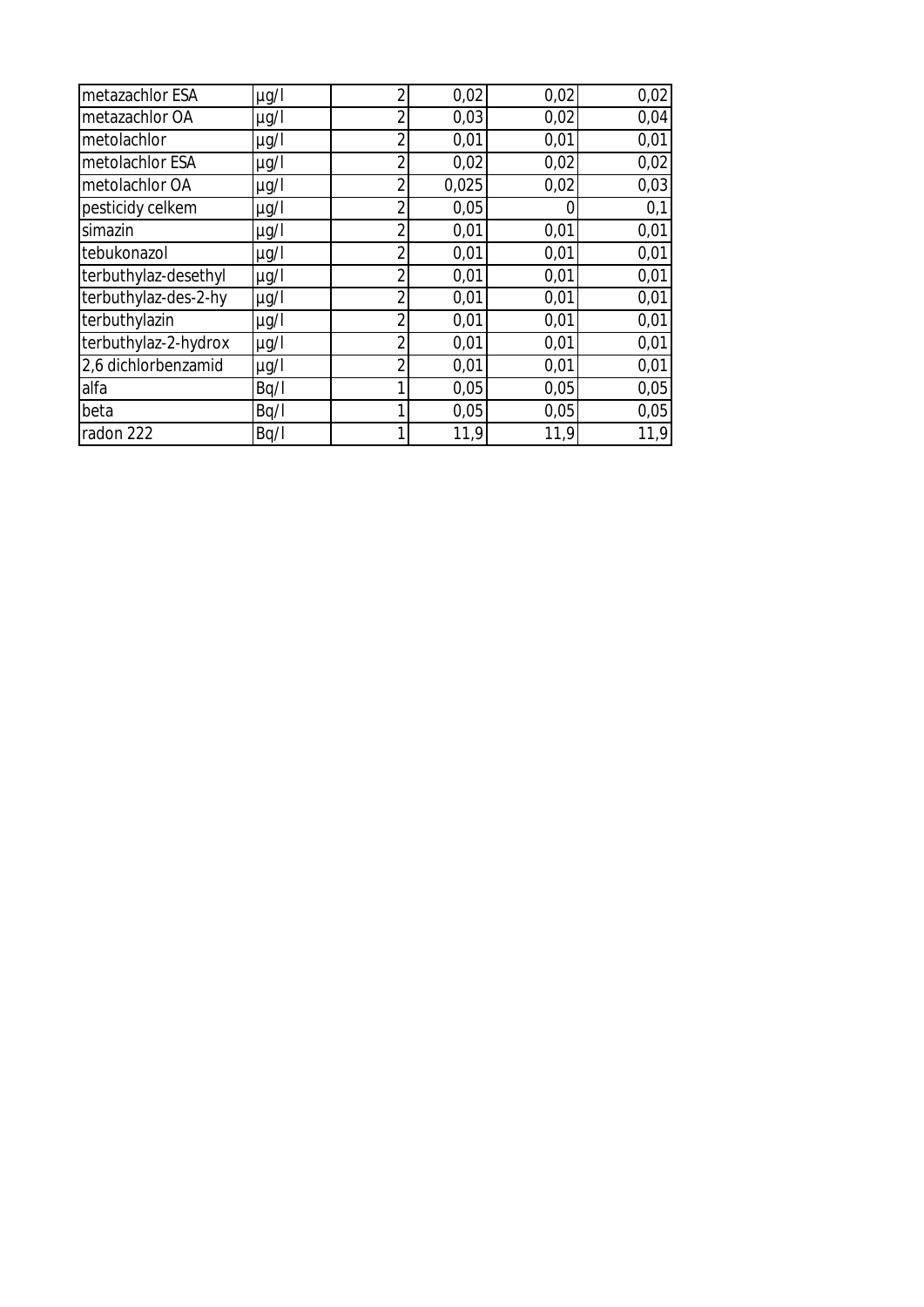| | | | | | |
|---|---|---|---|---|---|
| metazachlor ESA | µg/l | 2 | 0,02 | 0,02 | 0,02 |
| metazachlor OA | µg/l | 2 | 0,03 | 0,02 | 0,04 |
| metolachlor | µg/l | 2 | 0,01 | 0,01 | 0,01 |
| metolachlor ESA | µg/l | 2 | 0,02 | 0,02 | 0,02 |
| metolachlor OA | µg/l | 2 | 0,025 | 0,02 | 0,03 |
| pesticidy celkem | µg/l | 2 | 0,05 | 0 | 0,1 |
| simazin | µg/l | 2 | 0,01 | 0,01 | 0,01 |
| tebukonazol | µg/l | 2 | 0,01 | 0,01 | 0,01 |
| terbuthylaz-desethyl | µg/l | 2 | 0,01 | 0,01 | 0,01 |
| terbuthylaz-des-2-hy | µg/l | 2 | 0,01 | 0,01 | 0,01 |
| terbuthylazin | µg/l | 2 | 0,01 | 0,01 | 0,01 |
| terbuthylaz-2-hydrox | µg/l | 2 | 0,01 | 0,01 | 0,01 |
| 2,6 dichlorbenzamid | µg/l | 2 | 0,01 | 0,01 | 0,01 |
| alfa | Bq/l | 1 | 0,05 | 0,05 | 0,05 |
| beta | Bq/l | 1 | 0,05 | 0,05 | 0,05 |
| radon 222 | Bq/l | 1 | 11,9 | 11,9 | 11,9 |